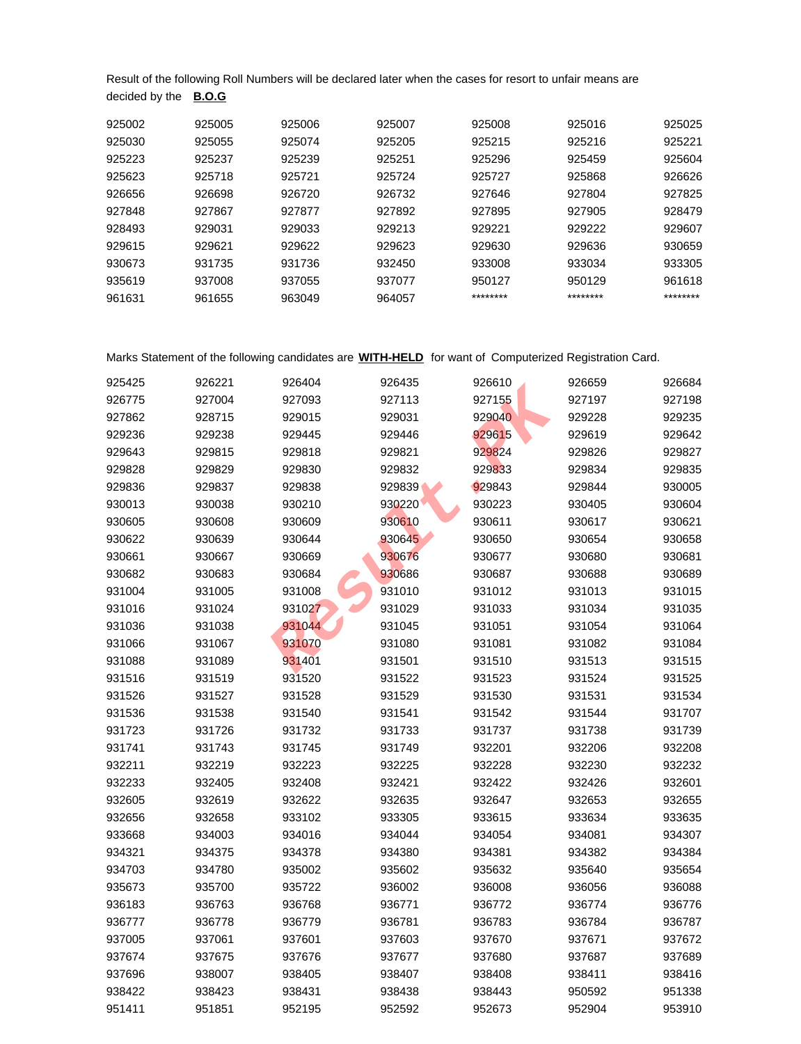Result of the following Roll Numbers will be declared later when the cases for resort to unfair means are decided by the **B.O.G**

| | | | | | | |
|---|---|---|---|---|---|---|
| 925002 | 925005 | 925006 | 925007 | 925008 | 925016 | 925025 |
| 925030 | 925055 | 925074 | 925205 | 925215 | 925216 | 925221 |
| 925223 | 925237 | 925239 | 925251 | 925296 | 925459 | 925604 |
| 925623 | 925718 | 925721 | 925724 | 925727 | 925868 | 926626 |
| 926656 | 926698 | 926720 | 926732 | 927646 | 927804 | 927825 |
| 927848 | 927867 | 927877 | 927892 | 927895 | 927905 | 928479 |
| 928493 | 929031 | 929033 | 929213 | 929221 | 929222 | 929607 |
| 929615 | 929621 | 929622 | 929623 | 929630 | 929636 | 930659 |
| 930673 | 931735 | 931736 | 932450 | 933008 | 933034 | 933305 |
| 935619 | 937008 | 937055 | 937077 | 950127 | 950129 | 961618 |
| 961631 | 961655 | 963049 | 964057 | ******** | ******** | ******** |

Marks Statement of the following candidates are **WITH-HELD** for want of Computerized Registration Card.

| | | | | | | |
|---|---|---|---|---|---|---|
| 925425 | 926221 | 926404 | 926435 | 926610 | 926659 | 926684 |
| 926775 | 927004 | 927093 | 927113 | 927155 | 927197 | 927198 |
| 927862 | 928715 | 929015 | 929031 | 929040 | 929228 | 929235 |
| 929236 | 929238 | 929445 | 929446 | 929615 | 929619 | 929642 |
| 929643 | 929815 | 929818 | 929821 | 929824 | 929826 | 929827 |
| 929828 | 929829 | 929830 | 929832 | 929833 | 929834 | 929835 |
| 929836 | 929837 | 929838 | 929839 | 929843 | 929844 | 930005 |
| 930013 | 930038 | 930210 | 930220 | 930223 | 930405 | 930604 |
| 930605 | 930608 | 930609 | 930610 | 930611 | 930617 | 930621 |
| 930622 | 930639 | 930644 | 930645 | 930650 | 930654 | 930658 |
| 930661 | 930667 | 930669 | 930676 | 930677 | 930680 | 930681 |
| 930682 | 930683 | 930684 | 930686 | 930687 | 930688 | 930689 |
| 931004 | 931005 | 931008 | 931010 | 931012 | 931013 | 931015 |
| 931016 | 931024 | 931027 | 931029 | 931033 | 931034 | 931035 |
| 931036 | 931038 | 931044 | 931045 | 931051 | 931054 | 931064 |
| 931066 | 931067 | 931070 | 931080 | 931081 | 931082 | 931084 |
| 931088 | 931089 | 931401 | 931501 | 931510 | 931513 | 931515 |
| 931516 | 931519 | 931520 | 931522 | 931523 | 931524 | 931525 |
| 931526 | 931527 | 931528 | 931529 | 931530 | 931531 | 931534 |
| 931536 | 931538 | 931540 | 931541 | 931542 | 931544 | 931707 |
| 931723 | 931726 | 931732 | 931733 | 931737 | 931738 | 931739 |
| 931741 | 931743 | 931745 | 931749 | 932201 | 932206 | 932208 |
| 932211 | 932219 | 932223 | 932225 | 932228 | 932230 | 932232 |
| 932233 | 932405 | 932408 | 932421 | 932422 | 932426 | 932601 |
| 932605 | 932619 | 932622 | 932635 | 932647 | 932653 | 932655 |
| 932656 | 932658 | 933102 | 933305 | 933615 | 933634 | 933635 |
| 933668 | 934003 | 934016 | 934044 | 934054 | 934081 | 934307 |
| 934321 | 934375 | 934378 | 934380 | 934381 | 934382 | 934384 |
| 934703 | 934780 | 935002 | 935602 | 935632 | 935640 | 935654 |
| 935673 | 935700 | 935722 | 936002 | 936008 | 936056 | 936088 |
| 936183 | 936763 | 936768 | 936771 | 936772 | 936774 | 936776 |
| 936777 | 936778 | 936779 | 936781 | 936783 | 936784 | 936787 |
| 937005 | 937061 | 937601 | 937603 | 937670 | 937671 | 937672 |
| 937674 | 937675 | 937676 | 937677 | 937680 | 937687 | 937689 |
| 937696 | 938007 | 938405 | 938407 | 938408 | 938411 | 938416 |
| 938422 | 938423 | 938431 | 938438 | 938443 | 950592 | 951338 |
| 951411 | 951851 | 952195 | 952592 | 952673 | 952904 | 953910 |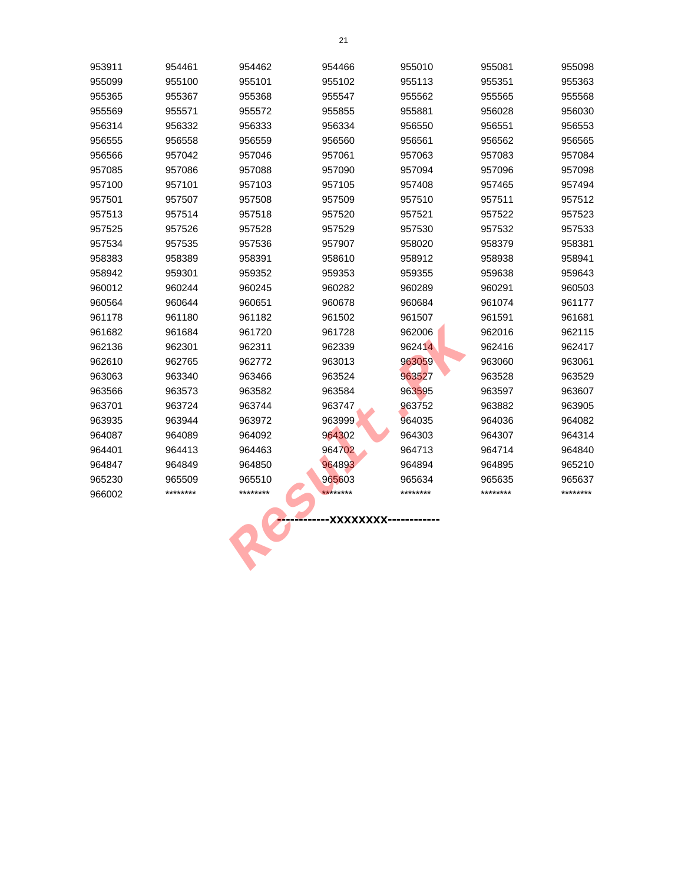| | | | | | | |
|---|---|---|---|---|---|---|
| 953911 | 954461 | 954462 | 954466 | 955010 | 955081 | 955098 |
| 955099 | 955100 | 955101 | 955102 | 955113 | 955351 | 955363 |
| 955365 | 955367 | 955368 | 955547 | 955562 | 955565 | 955568 |
| 955569 | 955571 | 955572 | 955855 | 955881 | 956028 | 956030 |
| 956314 | 956332 | 956333 | 956334 | 956550 | 956551 | 956553 |
| 956555 | 956558 | 956559 | 956560 | 956561 | 956562 | 956565 |
| 956566 | 957042 | 957046 | 957061 | 957063 | 957083 | 957084 |
| 957085 | 957086 | 957088 | 957090 | 957094 | 957096 | 957098 |
| 957100 | 957101 | 957103 | 957105 | 957408 | 957465 | 957494 |
| 957501 | 957507 | 957508 | 957509 | 957510 | 957511 | 957512 |
| 957513 | 957514 | 957518 | 957520 | 957521 | 957522 | 957523 |
| 957525 | 957526 | 957528 | 957529 | 957530 | 957532 | 957533 |
| 957534 | 957535 | 957536 | 957907 | 958020 | 958379 | 958381 |
| 958383 | 958389 | 958391 | 958610 | 958912 | 958938 | 958941 |
| 958942 | 959301 | 959352 | 959353 | 959355 | 959638 | 959643 |
| 960012 | 960244 | 960245 | 960282 | 960289 | 960291 | 960503 |
| 960564 | 960644 | 960651 | 960678 | 960684 | 961074 | 961177 |
| 961178 | 961180 | 961182 | 961502 | 961507 | 961591 | 961681 |
| 961682 | 961684 | 961720 | 961728 | 962006 | 962016 | 962115 |
| 962136 | 962301 | 962311 | 962339 | 962414 | 962416 | 962417 |
| 962610 | 962765 | 962772 | 963013 | 963059 | 963060 | 963061 |
| 963063 | 963340 | 963466 | 963524 | 963527 | 963528 | 963529 |
| 963566 | 963573 | 963582 | 963584 | 963595 | 963597 | 963607 |
| 963701 | 963724 | 963744 | 963747 | 963752 | 963882 | 963905 |
| 963935 | 963944 | 963972 | 963999 | 964035 | 964036 | 964082 |
| 964087 | 964089 | 964092 | 964302 | 964303 | 964307 | 964314 |
| 964401 | 964413 | 964463 | 964702 | 964713 | 964714 | 964840 |
| 964847 | 964849 | 964850 | 964893 | 964894 | 964895 | 965210 |
| 965230 | 965509 | 965510 | 965603 | 965634 | 965635 | 965637 |
| 966002 | ******** | ******** | ******** | ******** | ******** | ******** |

------------XXXXXXXX------------